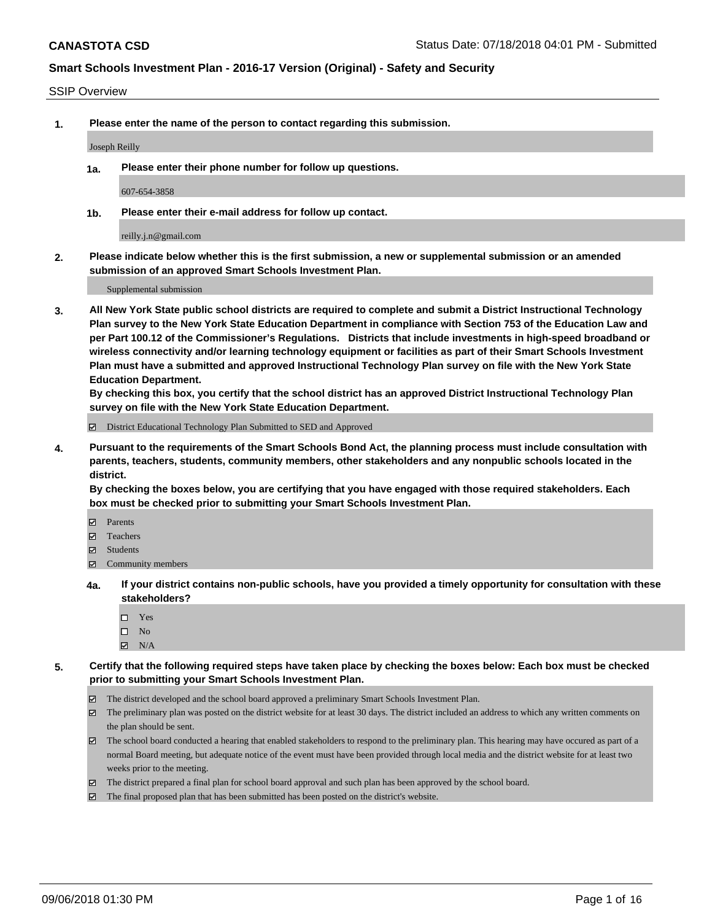**CANASTOTA CSD** Status Date: 07/18/2018 04:01 PM - Submitted

**Smart Schools Investment Plan - 2016-17 Version (Original) - Safety and Security**

SSIP Overview

**1. Please enter the name of the person to contact regarding this submission.**

Joseph Reilly

**1a. Please enter their phone number for follow up questions.**

607-654-3858

**1b. Please enter their e-mail address for follow up contact.**

reilly.j.n@gmail.com

**2. Please indicate below whether this is the first submission, a new or supplemental submission or an amended submission of an approved Smart Schools Investment Plan.**

Supplemental submission

**3. All New York State public school districts are required to complete and submit a District Instructional Technology Plan survey to the New York State Education Department in compliance with Section 753 of the Education Law and per Part 100.12 of the Commissioner's Regulations. Districts that include investments in high-speed broadband or wireless connectivity and/or learning technology equipment or facilities as part of their Smart Schools Investment Plan must have a submitted and approved Instructional Technology Plan survey on file with the New York State Education Department.**
**By checking this box, you certify that the school district has an approved District Instructional Technology Plan survey on file with the New York State Education Department.**

☑ District Educational Technology Plan Submitted to SED and Approved

**4. Pursuant to the requirements of the Smart Schools Bond Act, the planning process must include consultation with parents, teachers, students, community members, other stakeholders and any nonpublic schools located in the district.**
**By checking the boxes below, you are certifying that you have engaged with those required stakeholders. Each box must be checked prior to submitting your Smart Schools Investment Plan.**

☑ Parents
☑ Teachers
☑ Students
☑ Community members

**4a. If your district contains non-public schools, have you provided a timely opportunity for consultation with these stakeholders?**

☐ Yes
☐ No
☑ N/A

**5. Certify that the following required steps have taken place by checking the boxes below: Each box must be checked prior to submitting your Smart Schools Investment Plan.**

☑ The district developed and the school board approved a preliminary Smart Schools Investment Plan.
☑ The preliminary plan was posted on the district website for at least 30 days. The district included an address to which any written comments on the plan should be sent.
☑ The school board conducted a hearing that enabled stakeholders to respond to the preliminary plan. This hearing may have occured as part of a normal Board meeting, but adequate notice of the event must have been provided through local media and the district website for at least two weeks prior to the meeting.
☑ The district prepared a final plan for school board approval and such plan has been approved by the school board.
☑ The final proposed plan that has been submitted has been posted on the district's website.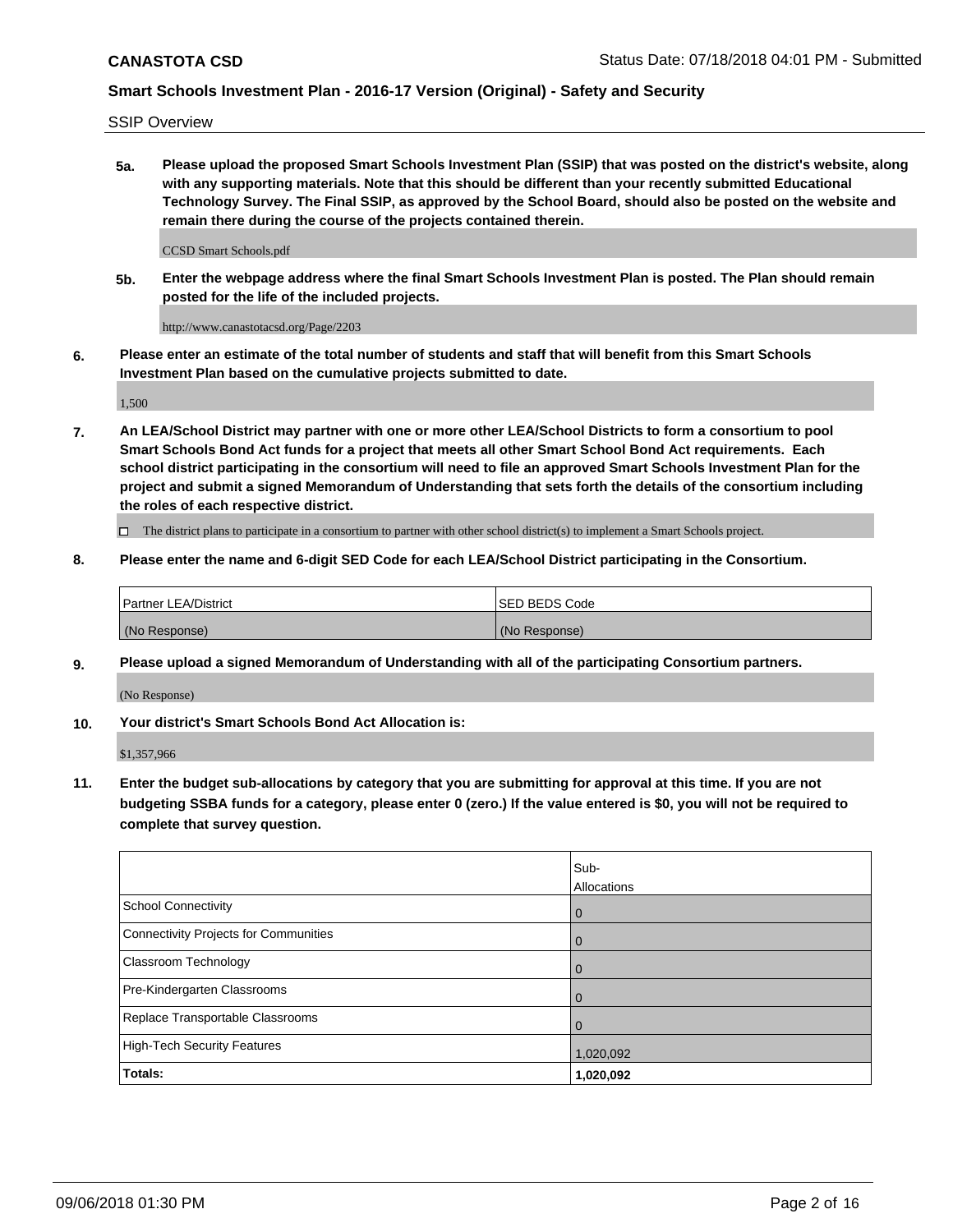SSIP Overview

**5a. Please upload the proposed Smart Schools Investment Plan (SSIP) that was posted on the district's website, along with any supporting materials. Note that this should be different than your recently submitted Educational Technology Survey. The Final SSIP, as approved by the School Board, should also be posted on the website and remain there during the course of the projects contained therein.**

CCSD Smart Schools.pdf

**5b. Enter the webpage address where the final Smart Schools Investment Plan is posted. The Plan should remain posted for the life of the included projects.**

http://www.canastotacsd.org/Page/2203

**6. Please enter an estimate of the total number of students and staff that will benefit from this Smart Schools Investment Plan based on the cumulative projects submitted to date.**

1,500

**7. An LEA/School District may partner with one or more other LEA/School Districts to form a consortium to pool Smart Schools Bond Act funds for a project that meets all other Smart School Bond Act requirements. Each school district participating in the consortium will need to file an approved Smart Schools Investment Plan for the project and submit a signed Memorandum of Understanding that sets forth the details of the consortium including the roles of each respective district.**

☐ The district plans to participate in a consortium to partner with other school district(s) to implement a Smart Schools project.

**8. Please enter the name and 6-digit SED Code for each LEA/School District participating in the Consortium.**

| Partner LEA/District | SED BEDS Code |
|---|---|
| (No Response) | (No Response) |

**9. Please upload a signed Memorandum of Understanding with all of the participating Consortium partners.**

(No Response)

**10. Your district's Smart Schools Bond Act Allocation is:**

$1,357,966

**11. Enter the budget sub-allocations by category that you are submitting for approval at this time. If you are not budgeting SSBA funds for a category, please enter 0 (zero.) If the value entered is $0, you will not be required to complete that survey question.**

| | Sub-Allocations |
|---|---|
| School Connectivity | 0 |
| Connectivity Projects for Communities | 0 |
| Classroom Technology | 0 |
| Pre-Kindergarten Classrooms | 0 |
| Replace Transportable Classrooms | 0 |
| High-Tech Security Features | 1,020,092 |
| **Totals:** | **1,020,092** |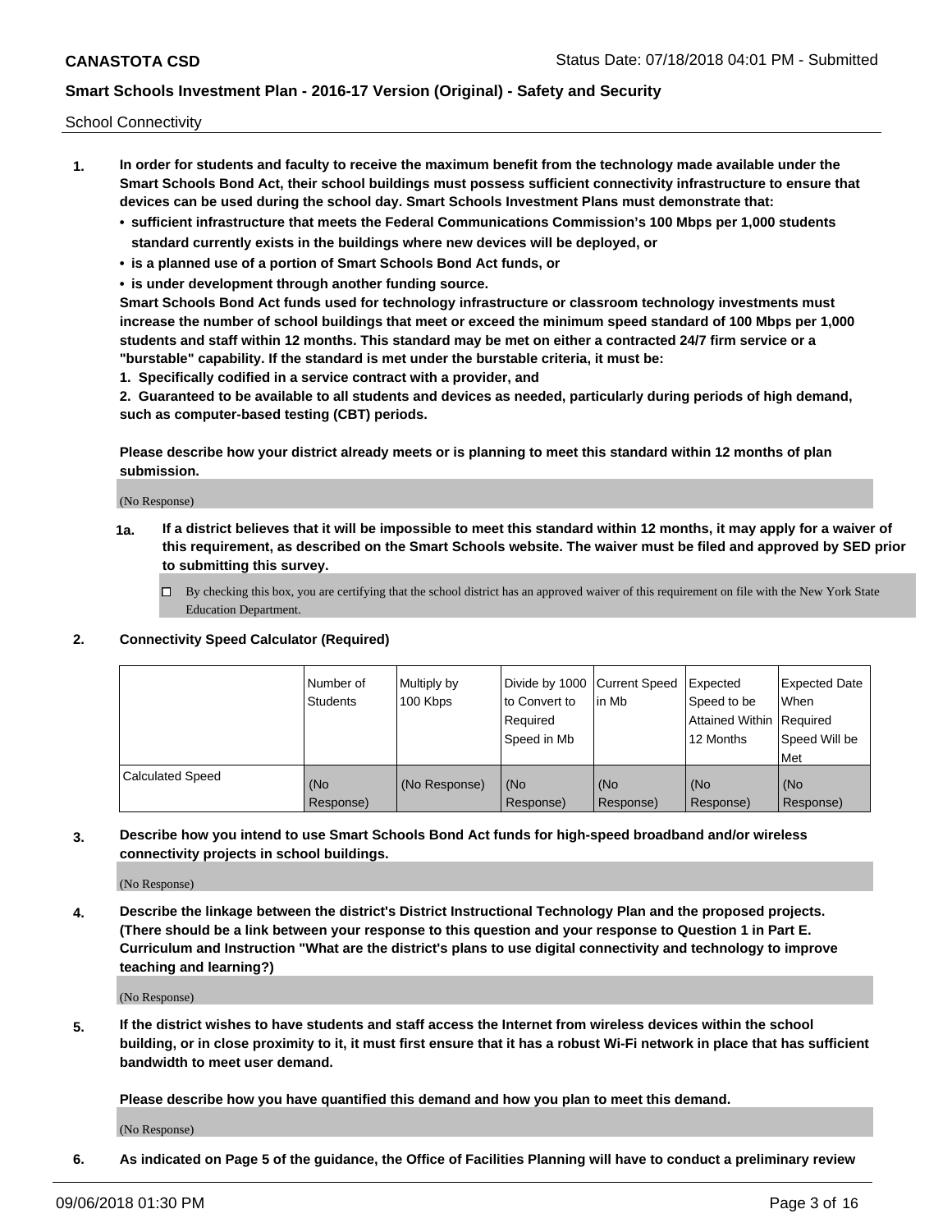School Connectivity

1. **In order for students and faculty to receive the maximum benefit from the technology made available under the Smart Schools Bond Act, their school buildings must possess sufficient connectivity infrastructure to ensure that devices can be used during the school day. Smart Schools Investment Plans must demonstrate that:**
   - **sufficient infrastructure that meets the Federal Communications Commission's 100 Mbps per 1,000 students standard currently exists in the buildings where new devices will be deployed, or**
   - **is a planned use of a portion of Smart Schools Bond Act funds, or**
   - **is under development through another funding source.**

   **Smart Schools Bond Act funds used for technology infrastructure or classroom technology investments must increase the number of school buildings that meet or exceed the minimum speed standard of 100 Mbps per 1,000 students and staff within 12 months. This standard may be met on either a contracted 24/7 firm service or a "burstable" capability. If the standard is met under the burstable criteria, it must be:**

   **1. Specifically codified in a service contract with a provider, and**

   **2. Guaranteed to be available to all students and devices as needed, particularly during periods of high demand, such as computer-based testing (CBT) periods.**

   **Please describe how your district already meets or is planning to meet this standard within 12 months of plan submission.**

   (No Response)

   **1a. If a district believes that it will be impossible to meet this standard within 12 months, it may apply for a waiver of this requirement, as described on the Smart Schools website. The waiver must be filed and approved by SED prior to submitting this survey.**

   ☐ By checking this box, you are certifying that the school district has an approved waiver of this requirement on file with the New York State Education Department.

2. **Connectivity Speed Calculator (Required)**

|  | Number of Students | Multiply by 100 Kbps | Divide by 1000 to Convert to Required Speed in Mb | Current Speed in Mb | Expected Speed to be Attained Within 12 Months | Expected Date When Required Speed Will be Met |
|---|---|---|---|---|---|---|
| Calculated Speed | (No Response) | (No Response) | (No Response) | (No Response) | (No Response) | (No Response) |

3. **Describe how you intend to use Smart Schools Bond Act funds for high-speed broadband and/or wireless connectivity projects in school buildings.**

   (No Response)

4. **Describe the linkage between the district's District Instructional Technology Plan and the proposed projects. (There should be a link between your response to this question and your response to Question 1 in Part E. Curriculum and Instruction "What are the district's plans to use digital connectivity and technology to improve teaching and learning?)**

   (No Response)

5. **If the district wishes to have students and staff access the Internet from wireless devices within the school building, or in close proximity to it, it must first ensure that it has a robust Wi-Fi network in place that has sufficient bandwidth to meet user demand.**

   **Please describe how you have quantified this demand and how you plan to meet this demand.**

   (No Response)

6. **As indicated on Page 5 of the guidance, the Office of Facilities Planning will have to conduct a preliminary review**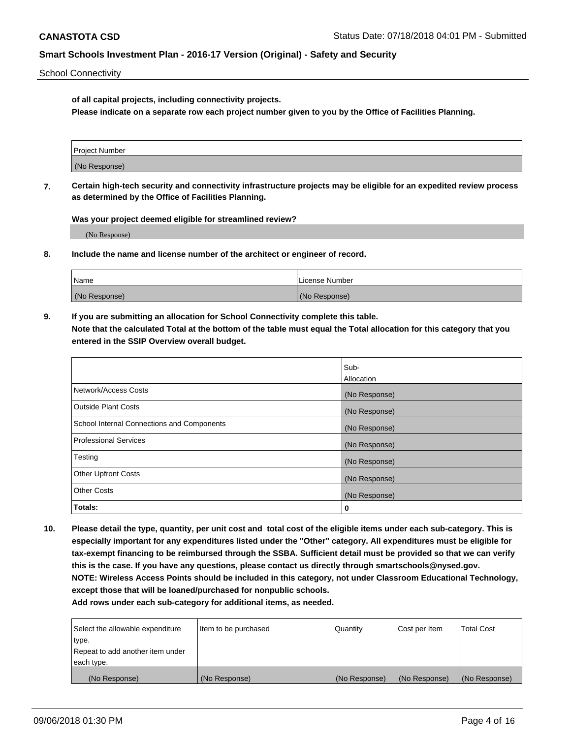of all capital projects, including connectivity projects.
**Please indicate on a separate row each project number given to you by the Office of Facilities Planning.**

| Project Number |
|---|
| (No Response) |

**7. Certain high-tech security and connectivity infrastructure projects may be eligible for an expedited review process as determined by the Office of Facilities Planning.**

**Was your project deemed eligible for streamlined review?**

(No Response)

**8. Include the name and license number of the architect or engineer of record.**

| Name | License Number |
|---|---|
| (No Response) | (No Response) |

**9. If you are submitting an allocation for School Connectivity complete this table.**
**Note that the calculated Total at the bottom of the table must equal the Total allocation for this category that you entered in the SSIP Overview overall budget.**

| | Sub-Allocation |
|---|---|
| Network/Access Costs | (No Response) |
| Outside Plant Costs | (No Response) |
| School Internal Connections and Components | (No Response) |
| Professional Services | (No Response) |
| Testing | (No Response) |
| Other Upfront Costs | (No Response) |
| Other Costs | (No Response) |
| **Totals:** | **0** |

**10. Please detail the type, quantity, per unit cost and total cost of the eligible items under each sub-category. This is especially important for any expenditures listed under the "Other" category. All expenditures must be eligible for tax-exempt financing to be reimbursed through the SSBA. Sufficient detail must be provided so that we can verify this is the case. If you have any questions, please contact us directly through smartschools@nysed.gov.**
**NOTE: Wireless Access Points should be included in this category, not under Classroom Educational Technology, except those that will be loaned/purchased for nonpublic schools.**
**Add rows under each sub-category for additional items, as needed.**

| Select the allowable expenditure type. Repeat to add another item under each type. | Item to be purchased | Quantity | Cost per Item | Total Cost |
|---|---|---|---|---|
| (No Response) | (No Response) | (No Response) | (No Response) | (No Response) |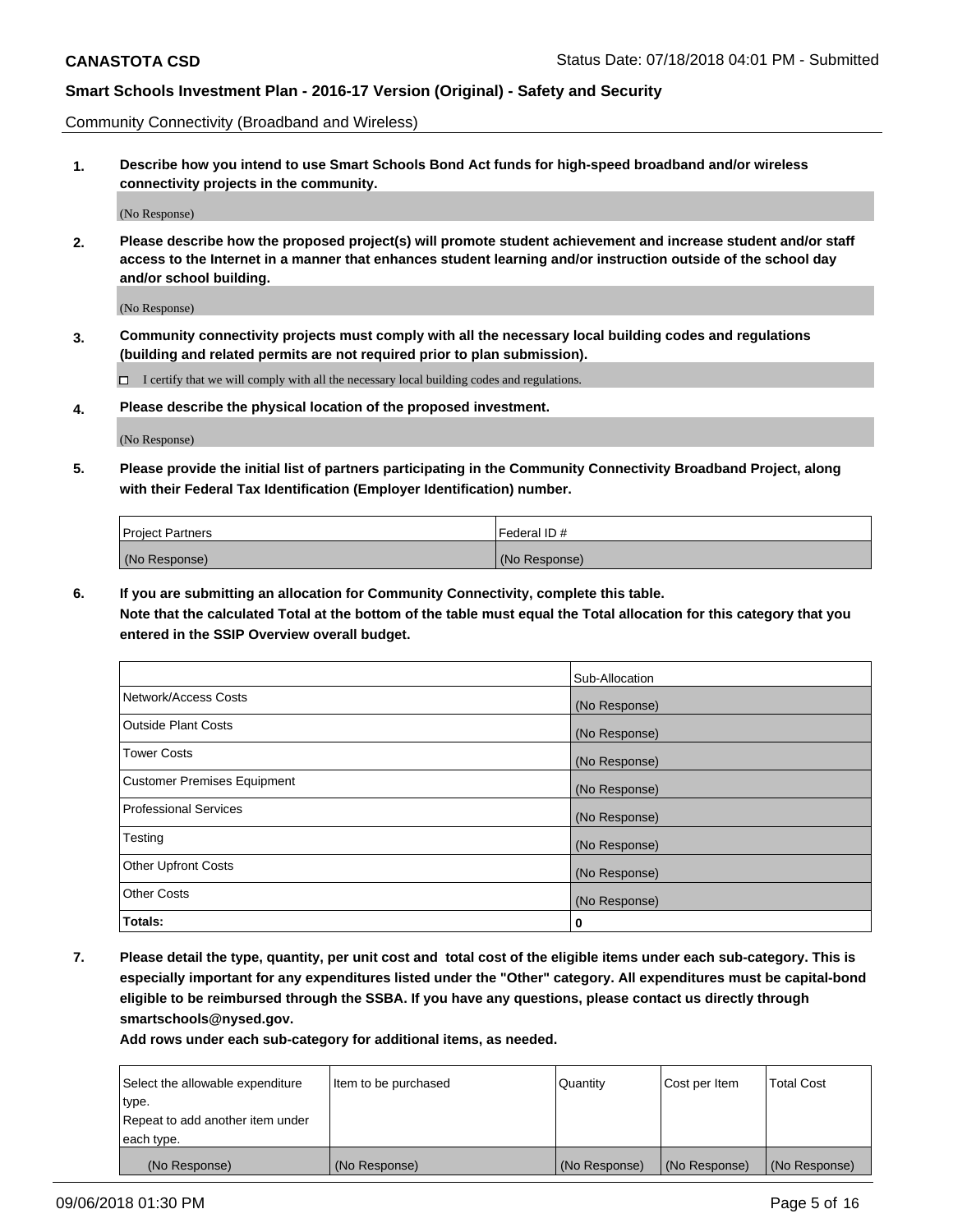Community Connectivity (Broadband and Wireless)

**1. Describe how you intend to use Smart Schools Bond Act funds for high-speed broadband and/or wireless connectivity projects in the community.**

(No Response)

**2. Please describe how the proposed project(s) will promote student achievement and increase student and/or staff access to the Internet in a manner that enhances student learning and/or instruction outside of the school day and/or school building.**

(No Response)

**3. Community connectivity projects must comply with all the necessary local building codes and regulations (building and related permits are not required prior to plan submission).**

☐ I certify that we will comply with all the necessary local building codes and regulations.

**4. Please describe the physical location of the proposed investment.**

(No Response)

**5. Please provide the initial list of partners participating in the Community Connectivity Broadband Project, along with their Federal Tax Identification (Employer Identification) number.**

| Project Partners | Federal ID # |
|---|---|
| (No Response) | (No Response) |

**6. If you are submitting an allocation for Community Connectivity, complete this table.**
**Note that the calculated Total at the bottom of the table must equal the Total allocation for this category that you entered in the SSIP Overview overall budget.**

| | Sub-Allocation |
|---|---|
| Network/Access Costs | (No Response) |
| Outside Plant Costs | (No Response) |
| Tower Costs | (No Response) |
| Customer Premises Equipment | (No Response) |
| Professional Services | (No Response) |
| Testing | (No Response) |
| Other Upfront Costs | (No Response) |
| Other Costs | (No Response) |
| **Totals:** | **0** |

**7. Please detail the type, quantity, per unit cost and total cost of the eligible items under each sub-category. This is especially important for any expenditures listed under the "Other" category. All expenditures must be capital-bond eligible to be reimbursed through the SSBA. If you have any questions, please contact us directly through smartschools@nysed.gov.**

**Add rows under each sub-category for additional items, as needed.**

| Select the allowable expenditure type. Repeat to add another item under each type. | Item to be purchased | Quantity | Cost per Item | Total Cost |
|---|---|---|---|---|
| (No Response) | (No Response) | (No Response) | (No Response) | (No Response) |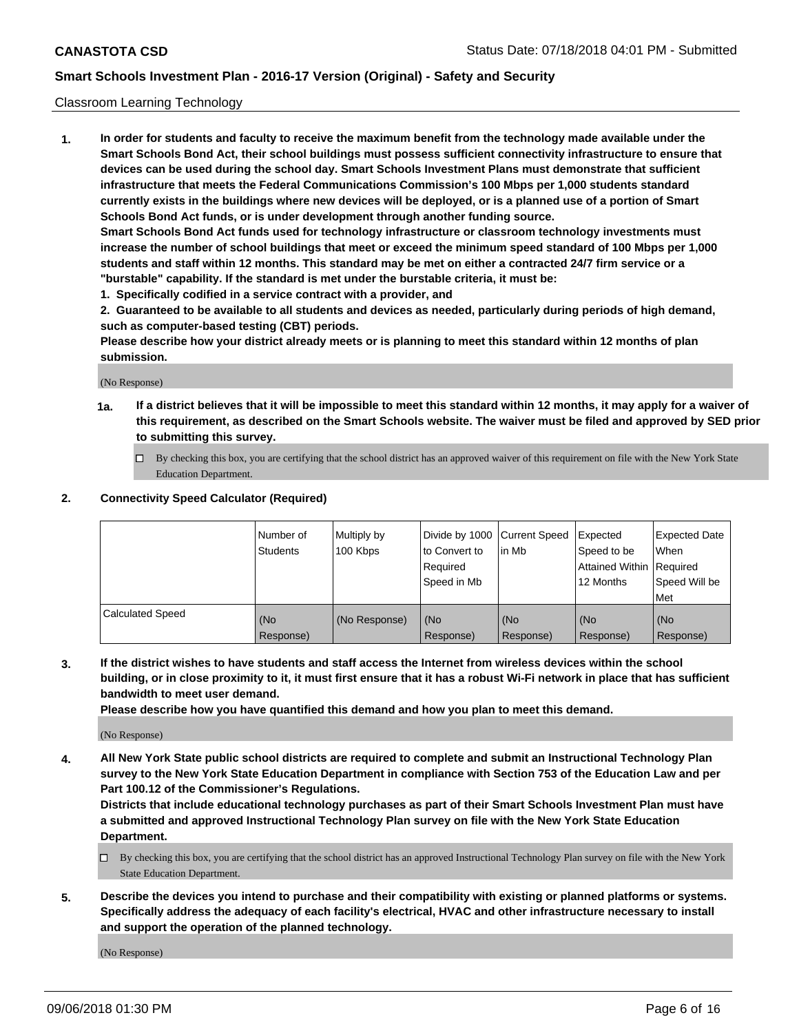Classroom Learning Technology

1. **In order for students and faculty to receive the maximum benefit from the technology made available under the Smart Schools Bond Act, their school buildings must possess sufficient connectivity infrastructure to ensure that devices can be used during the school day. Smart Schools Investment Plans must demonstrate that sufficient infrastructure that meets the Federal Communications Commission's 100 Mbps per 1,000 students standard currently exists in the buildings where new devices will be deployed, or is a planned use of a portion of Smart Schools Bond Act funds, or is under development through another funding source.**

   **Smart Schools Bond Act funds used for technology infrastructure or classroom technology investments must increase the number of school buildings that meet or exceed the minimum speed standard of 100 Mbps per 1,000 students and staff within 12 months. This standard may be met on either a contracted 24/7 firm service or a "burstable" capability. If the standard is met under the burstable criteria, it must be:**

   **1. Specifically codified in a service contract with a provider, and**

   **2. Guaranteed to be available to all students and devices as needed, particularly during periods of high demand, such as computer-based testing (CBT) periods.**

   **Please describe how your district already meets or is planning to meet this standard within 12 months of plan submission.**

   (No Response)

   **1a. If a district believes that it will be impossible to meet this standard within 12 months, it may apply for a waiver of this requirement, as described on the Smart Schools website. The waiver must be filed and approved by SED prior to submitting this survey.**

   ☐ By checking this box, you are certifying that the school district has an approved waiver of this requirement on file with the New York State Education Department.

2. **Connectivity Speed Calculator (Required)**

| | Number of Students | Multiply by 100 Kbps | Divide by 1000 to Convert to Required Speed in Mb | Current Speed in Mb | Expected Speed to be Attained Within 12 Months | Expected Date When Required Speed Will be Met |
|---|---|---|---|---|---|---|
| Calculated Speed | (No Response) | (No Response) | (No Response) | (No Response) | (No Response) | (No Response) |

3. **If the district wishes to have students and staff access the Internet from wireless devices within the school building, or in close proximity to it, it must first ensure that it has a robust Wi-Fi network in place that has sufficient bandwidth to meet user demand.**

   **Please describe how you have quantified this demand and how you plan to meet this demand.**

   (No Response)

4. **All New York State public school districts are required to complete and submit an Instructional Technology Plan survey to the New York State Education Department in compliance with Section 753 of the Education Law and per Part 100.12 of the Commissioner's Regulations.**

   **Districts that include educational technology purchases as part of their Smart Schools Investment Plan must have a submitted and approved Instructional Technology Plan survey on file with the New York State Education Department.**

   ☐ By checking this box, you are certifying that the school district has an approved Instructional Technology Plan survey on file with the New York State Education Department.

5. **Describe the devices you intend to purchase and their compatibility with existing or planned platforms or systems. Specifically address the adequacy of each facility's electrical, HVAC and other infrastructure necessary to install and support the operation of the planned technology.**

   (No Response)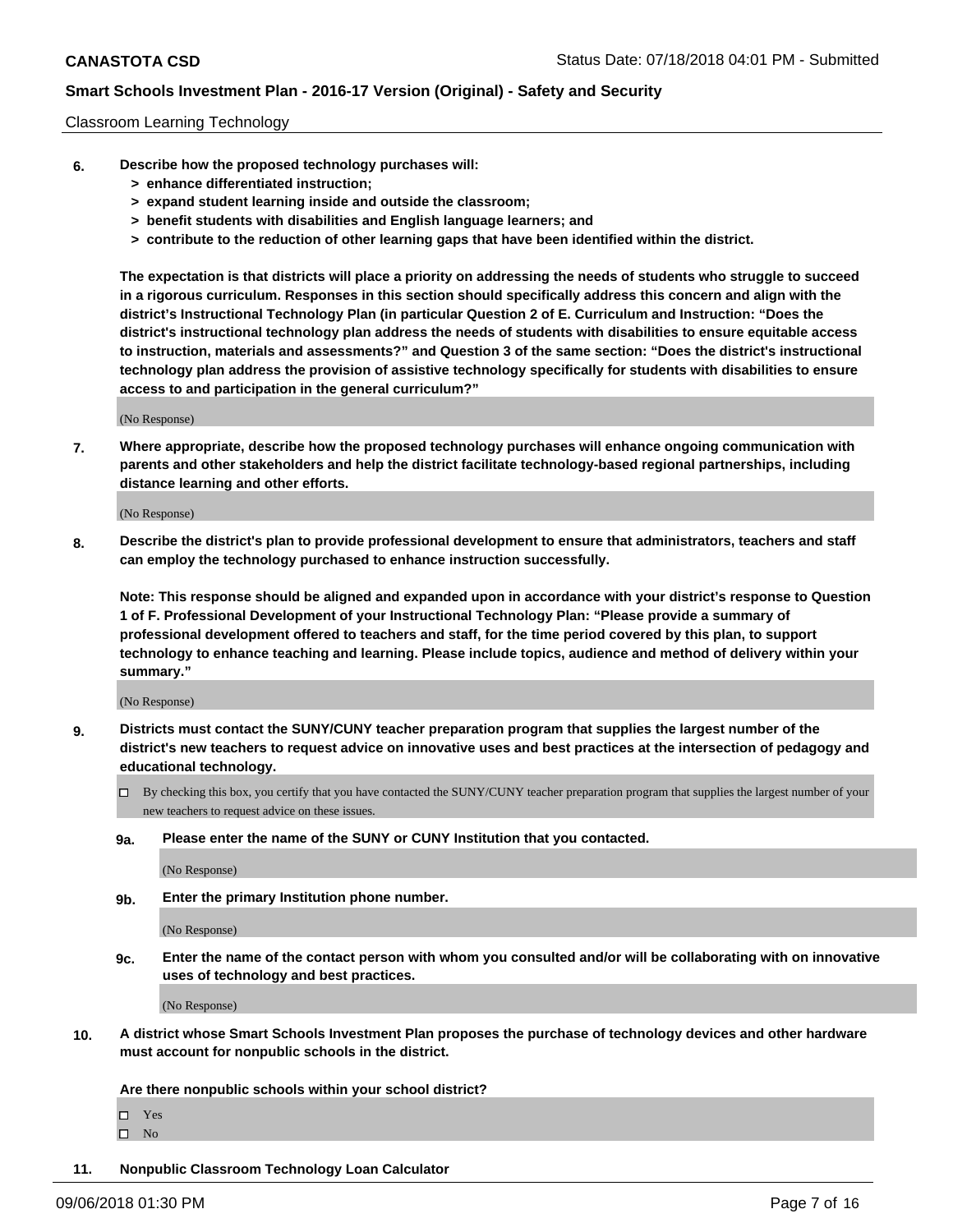Classroom Learning Technology

**6.** **Describe how the proposed technology purchases will:**
**> enhance differentiated instruction;**
**> expand student learning inside and outside the classroom;**
**> benefit students with disabilities and English language learners; and**
**> contribute to the reduction of other learning gaps that have been identified within the district.**

**The expectation is that districts will place a priority on addressing the needs of students who struggle to succeed in a rigorous curriculum. Responses in this section should specifically address this concern and align with the district's Instructional Technology Plan (in particular Question 2 of E. Curriculum and Instruction: "Does the district's instructional technology plan address the needs of students with disabilities to ensure equitable access to instruction, materials and assessments?" and Question 3 of the same section: "Does the district's instructional technology plan address the provision of assistive technology specifically for students with disabilities to ensure access to and participation in the general curriculum?"**

(No Response)

**7.** **Where appropriate, describe how the proposed technology purchases will enhance ongoing communication with parents and other stakeholders and help the district facilitate technology-based regional partnerships, including distance learning and other efforts.**

(No Response)

**8.** **Describe the district's plan to provide professional development to ensure that administrators, teachers and staff can employ the technology purchased to enhance instruction successfully.**

**Note: This response should be aligned and expanded upon in accordance with your district's response to Question 1 of F. Professional Development of your Instructional Technology Plan: "Please provide a summary of professional development offered to teachers and staff, for the time period covered by this plan, to support technology to enhance teaching and learning. Please include topics, audience and method of delivery within your summary."**

(No Response)

**9.** **Districts must contact the SUNY/CUNY teacher preparation program that supplies the largest number of the district's new teachers to request advice on innovative uses and best practices at the intersection of pedagogy and educational technology.**

☐ By checking this box, you certify that you have contacted the SUNY/CUNY teacher preparation program that supplies the largest number of your new teachers to request advice on these issues.

**9a.** **Please enter the name of the SUNY or CUNY Institution that you contacted.**

(No Response)

**9b.** **Enter the primary Institution phone number.**

(No Response)

**9c.** **Enter the name of the contact person with whom you consulted and/or will be collaborating with on innovative uses of technology and best practices.**

(No Response)

**10.** **A district whose Smart Schools Investment Plan proposes the purchase of technology devices and other hardware must account for nonpublic schools in the district.**

**Are there nonpublic schools within your school district?**

☐ Yes
☐ No

**11.** **Nonpublic Classroom Technology Loan Calculator**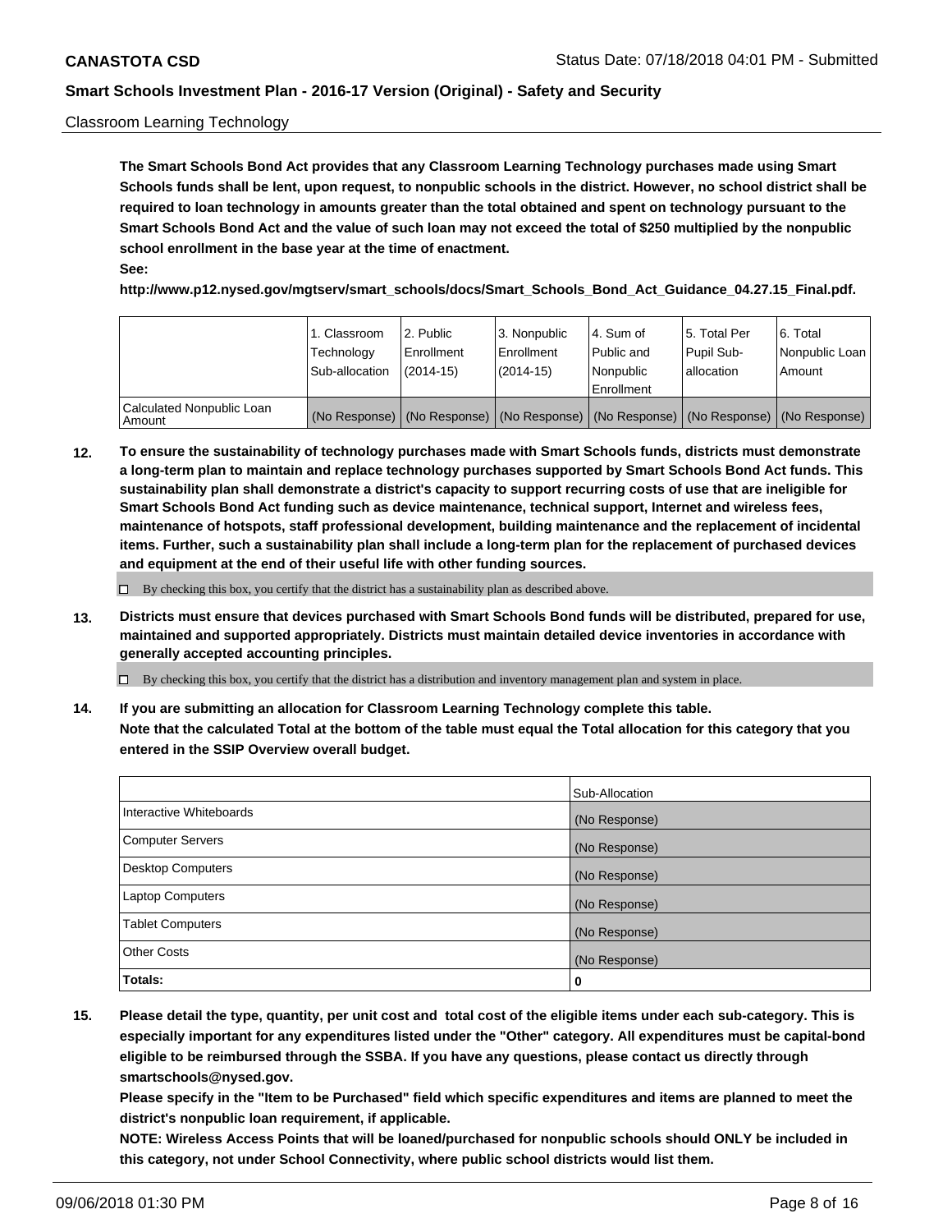Classroom Learning Technology

**The Smart Schools Bond Act provides that any Classroom Learning Technology purchases made using Smart Schools funds shall be lent, upon request, to nonpublic schools in the district. However, no school district shall be required to loan technology in amounts greater than the total obtained and spent on technology pursuant to the Smart Schools Bond Act and the value of such loan may not exceed the total of $250 multiplied by the nonpublic school enrollment in the base year at the time of enactment.**

**See:**

**http://www.p12.nysed.gov/mgtserv/smart_schools/docs/Smart_Schools_Bond_Act_Guidance_04.27.15_Final.pdf.**

| | 1. Classroom Technology Sub-allocation | 2. Public Enrollment (2014-15) | 3. Nonpublic Enrollment (2014-15) | 4. Sum of Public and Nonpublic Enrollment | 5. Total Per Pupil Sub-allocation | 6. Total Nonpublic Loan Amount |
|---|---|---|---|---|---|---|
| Calculated Nonpublic Loan Amount | (No Response) | (No Response) | (No Response) | (No Response) | (No Response) | (No Response) |

**12. To ensure the sustainability of technology purchases made with Smart Schools funds, districts must demonstrate a long-term plan to maintain and replace technology purchases supported by Smart Schools Bond Act funds. This sustainability plan shall demonstrate a district's capacity to support recurring costs of use that are ineligible for Smart Schools Bond Act funding such as device maintenance, technical support, Internet and wireless fees, maintenance of hotspots, staff professional development, building maintenance and the replacement of incidental items. Further, such a sustainability plan shall include a long-term plan for the replacement of purchased devices and equipment at the end of their useful life with other funding sources.**

☐ By checking this box, you certify that the district has a sustainability plan as described above.

**13. Districts must ensure that devices purchased with Smart Schools Bond funds will be distributed, prepared for use, maintained and supported appropriately. Districts must maintain detailed device inventories in accordance with generally accepted accounting principles.**

☐ By checking this box, you certify that the district has a distribution and inventory management plan and system in place.

**14. If you are submitting an allocation for Classroom Learning Technology complete this table. Note that the calculated Total at the bottom of the table must equal the Total allocation for this category that you entered in the SSIP Overview overall budget.**

| | Sub-Allocation |
|---|---|
| Interactive Whiteboards | (No Response) |
| Computer Servers | (No Response) |
| Desktop Computers | (No Response) |
| Laptop Computers | (No Response) |
| Tablet Computers | (No Response) |
| Other Costs | (No Response) |
| **Totals:** | **0** |

**15. Please detail the type, quantity, per unit cost and total cost of the eligible items under each sub-category. This is especially important for any expenditures listed under the "Other" category. All expenditures must be capital-bond eligible to be reimbursed through the SSBA. If you have any questions, please contact us directly through smartschools@nysed.gov.**

**Please specify in the "Item to be Purchased" field which specific expenditures and items are planned to meet the district's nonpublic loan requirement, if applicable.**

**NOTE: Wireless Access Points that will be loaned/purchased for nonpublic schools should ONLY be included in this category, not under School Connectivity, where public school districts would list them.**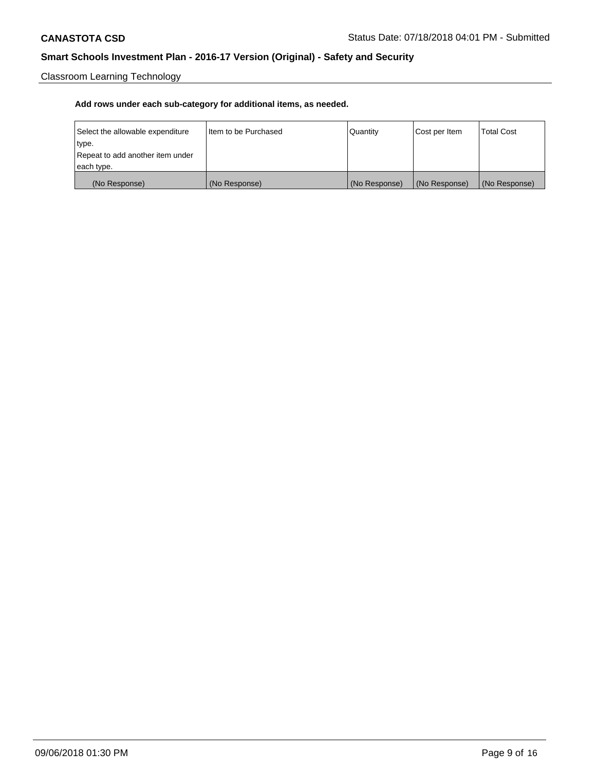Classroom Learning Technology

**Add rows under each sub-category for additional items, as needed.**

| Select the allowable expenditure type. Repeat to add another item under each type. | Item to be Purchased | Quantity | Cost per Item | Total Cost |
| --- | --- | --- | --- | --- |
| (No Response) | (No Response) | (No Response) | (No Response) | (No Response) |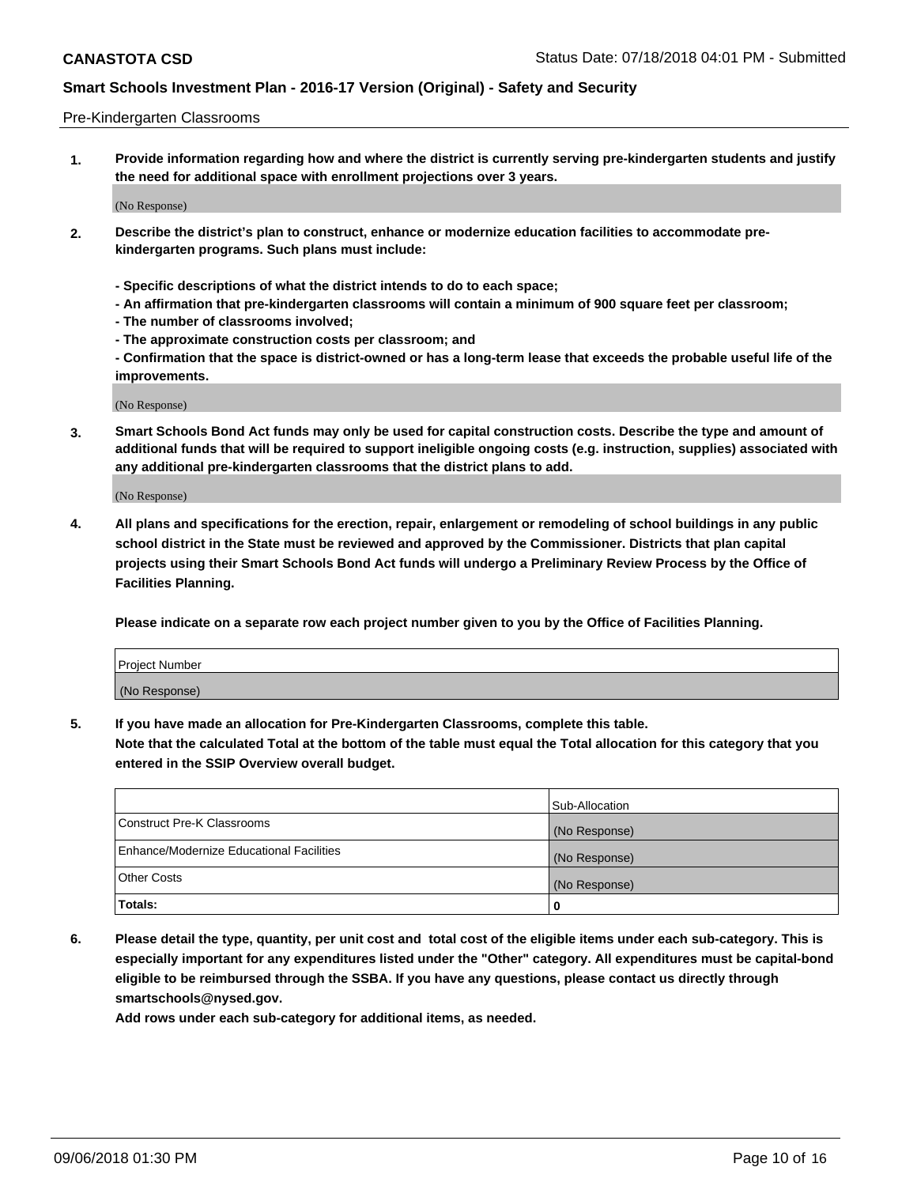Pre-Kindergarten Classrooms

**1. Provide information regarding how and where the district is currently serving pre-kindergarten students and justify the need for additional space with enrollment projections over 3 years.**

(No Response)

**2. Describe the district's plan to construct, enhance or modernize education facilities to accommodate pre-kindergarten programs. Such plans must include:**

**- Specific descriptions of what the district intends to do to each space;**
**- An affirmation that pre-kindergarten classrooms will contain a minimum of 900 square feet per classroom;**
**- The number of classrooms involved;**
**- The approximate construction costs per classroom; and**
**- Confirmation that the space is district-owned or has a long-term lease that exceeds the probable useful life of the improvements.**

(No Response)

**3. Smart Schools Bond Act funds may only be used for capital construction costs. Describe the type and amount of additional funds that will be required to support ineligible ongoing costs (e.g. instruction, supplies) associated with any additional pre-kindergarten classrooms that the district plans to add.**

(No Response)

**4. All plans and specifications for the erection, repair, enlargement or remodeling of school buildings in any public school district in the State must be reviewed and approved by the Commissioner. Districts that plan capital projects using their Smart Schools Bond Act funds will undergo a Preliminary Review Process by the Office of Facilities Planning.**

**Please indicate on a separate row each project number given to you by the Office of Facilities Planning.**

| Project Number |
| --- |
| (No Response) |

**5. If you have made an allocation for Pre-Kindergarten Classrooms, complete this table.**
**Note that the calculated Total at the bottom of the table must equal the Total allocation for this category that you entered in the SSIP Overview overall budget.**

| | Sub-Allocation |
| --- | --- |
| Construct Pre-K Classrooms | (No Response) |
| Enhance/Modernize Educational Facilities | (No Response) |
| Other Costs | (No Response) |
| **Totals:** | **0** |

**6. Please detail the type, quantity, per unit cost and total cost of the eligible items under each sub-category. This is especially important for any expenditures listed under the "Other" category. All expenditures must be capital-bond eligible to be reimbursed through the SSBA. If you have any questions, please contact us directly through smartschools@nysed.gov.**
**Add rows under each sub-category for additional items, as needed.**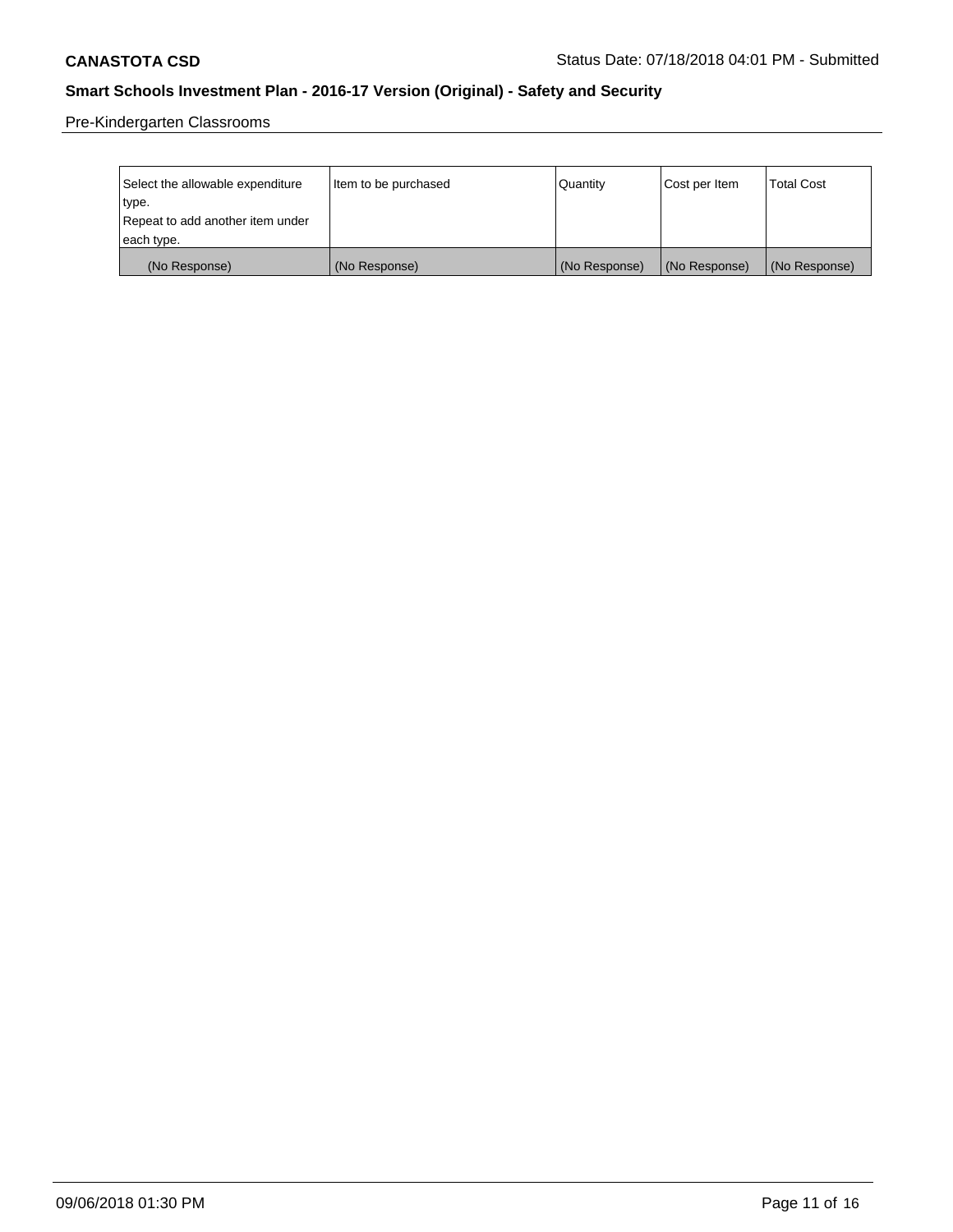Pre-Kindergarten Classrooms

| Select the allowable expenditure type.<br>Repeat to add another item under each type. | Item to be purchased | Quantity | Cost per Item | Total Cost |
|---|---|---|---|---|
| (No Response) | (No Response) | (No Response) | (No Response) | (No Response) |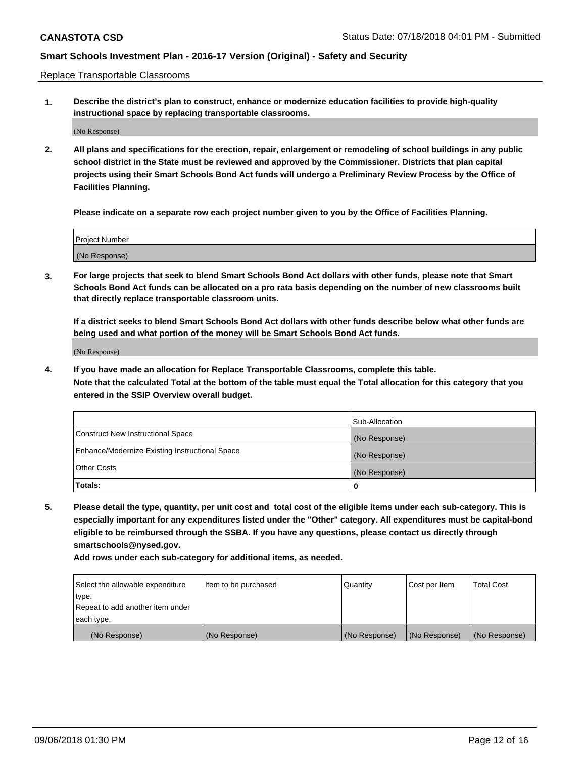Replace Transportable Classrooms

1. **Describe the district's plan to construct, enhance or modernize education facilities to provide high-quality instructional space by replacing transportable classrooms.**

(No Response)

2. **All plans and specifications for the erection, repair, enlargement or remodeling of school buildings in any public school district in the State must be reviewed and approved by the Commissioner. Districts that plan capital projects using their Smart Schools Bond Act funds will undergo a Preliminary Review Process by the Office of Facilities Planning.**

   **Please indicate on a separate row each project number given to you by the Office of Facilities Planning.**

| Project Number |
|---|
| (No Response) |

3. **For large projects that seek to blend Smart Schools Bond Act dollars with other funds, please note that Smart Schools Bond Act funds can be allocated on a pro rata basis depending on the number of new classrooms built that directly replace transportable classroom units.**

   **If a district seeks to blend Smart Schools Bond Act dollars with other funds describe below what other funds are being used and what portion of the money will be Smart Schools Bond Act funds.**

(No Response)

4. **If you have made an allocation for Replace Transportable Classrooms, complete this table.**
   **Note that the calculated Total at the bottom of the table must equal the Total allocation for this category that you entered in the SSIP Overview overall budget.**

| | Sub-Allocation |
|---|---|
| Construct New Instructional Space | (No Response) |
| Enhance/Modernize Existing Instructional Space | (No Response) |
| Other Costs | (No Response) |
| **Totals:** | **0** |

5. **Please detail the type, quantity, per unit cost and total cost of the eligible items under each sub-category. This is especially important for any expenditures listed under the "Other" category. All expenditures must be capital-bond eligible to be reimbursed through the SSBA. If you have any questions, please contact us directly through smartschools@nysed.gov.**

   **Add rows under each sub-category for additional items, as needed.**

| Select the allowable expenditure type. Repeat to add another item under each type. | Item to be purchased | Quantity | Cost per Item | Total Cost |
|---|---|---|---|---|
| (No Response) | (No Response) | (No Response) | (No Response) | (No Response) |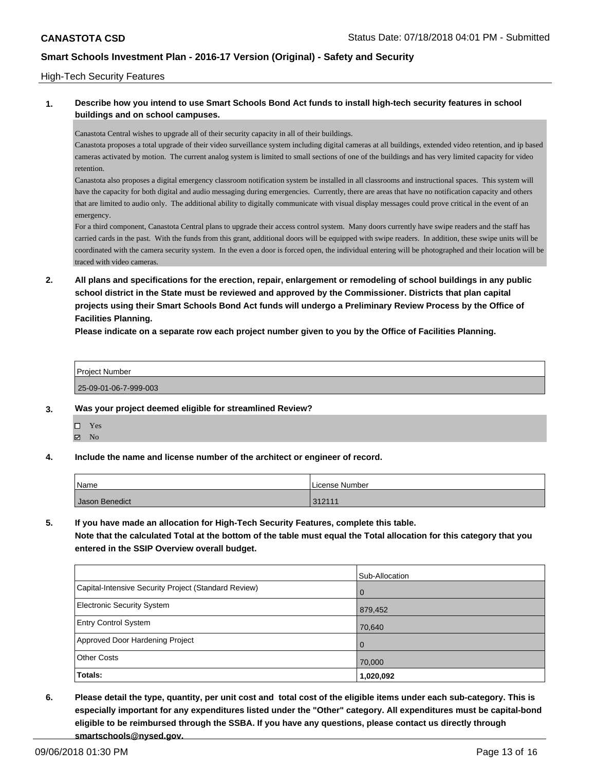High-Tech Security Features

**1. Describe how you intend to use Smart Schools Bond Act funds to install high-tech security features in school buildings and on school campuses.**

Canastota Central wishes to upgrade all of their security capacity in all of their buildings.
Canastota proposes a total upgrade of their video surveillance system including digital cameras at all buildings, extended video retention, and ip based cameras activated by motion. The current analog system is limited to small sections of one of the buildings and has very limited capacity for video retention.
Canastota also proposes a digital emergency classroom notification system be installed in all classrooms and instructional spaces. This system will have the capacity for both digital and audio messaging during emergencies. Currently, there are areas that have no notification capacity and others that are limited to audio only. The additional ability to digitally communicate with visual display messages could prove critical in the event of an emergency.
For a third component, Canastota Central plans to upgrade their access control system. Many doors currently have swipe readers and the staff has carried cards in the past. With the funds from this grant, additional doors will be equipped with swipe readers. In addition, these swipe units will be coordinated with the camera security system. In the even a door is forced open, the individual entering will be photographed and their location will be traced with video cameras.

**2. All plans and specifications for the erection, repair, enlargement or remodeling of school buildings in any public school district in the State must be reviewed and approved by the Commissioner. Districts that plan capital projects using their Smart Schools Bond Act funds will undergo a Preliminary Review Process by the Office of Facilities Planning.**
**Please indicate on a separate row each project number given to you by the Office of Facilities Planning.**

| Project Number |
|---|
| 25-09-01-06-7-999-003 |

**3. Was your project deemed eligible for streamlined Review?**

- ☐ Yes
- ☑ No

**4. Include the name and license number of the architect or engineer of record.**

| Name | License Number |
|---|---|
| Jason Benedict | 312111 |

**5. If you have made an allocation for High-Tech Security Features, complete this table.**
**Note that the calculated Total at the bottom of the table must equal the Total allocation for this category that you entered in the SSIP Overview overall budget.**

| | Sub-Allocation |
|---|---|
| Capital-Intensive Security Project (Standard Review) | 0 |
| Electronic Security System | 879,452 |
| Entry Control System | 70,640 |
| Approved Door Hardening Project | 0 |
| Other Costs | 70,000 |
| **Totals:** | **1,020,092** |

**6. Please detail the type, quantity, per unit cost and total cost of the eligible items under each sub-category. This is especially important for any expenditures listed under the "Other" category. All expenditures must be capital-bond eligible to be reimbursed through the SSBA. If you have any questions, please contact us directly through smartschools@nysed.gov.**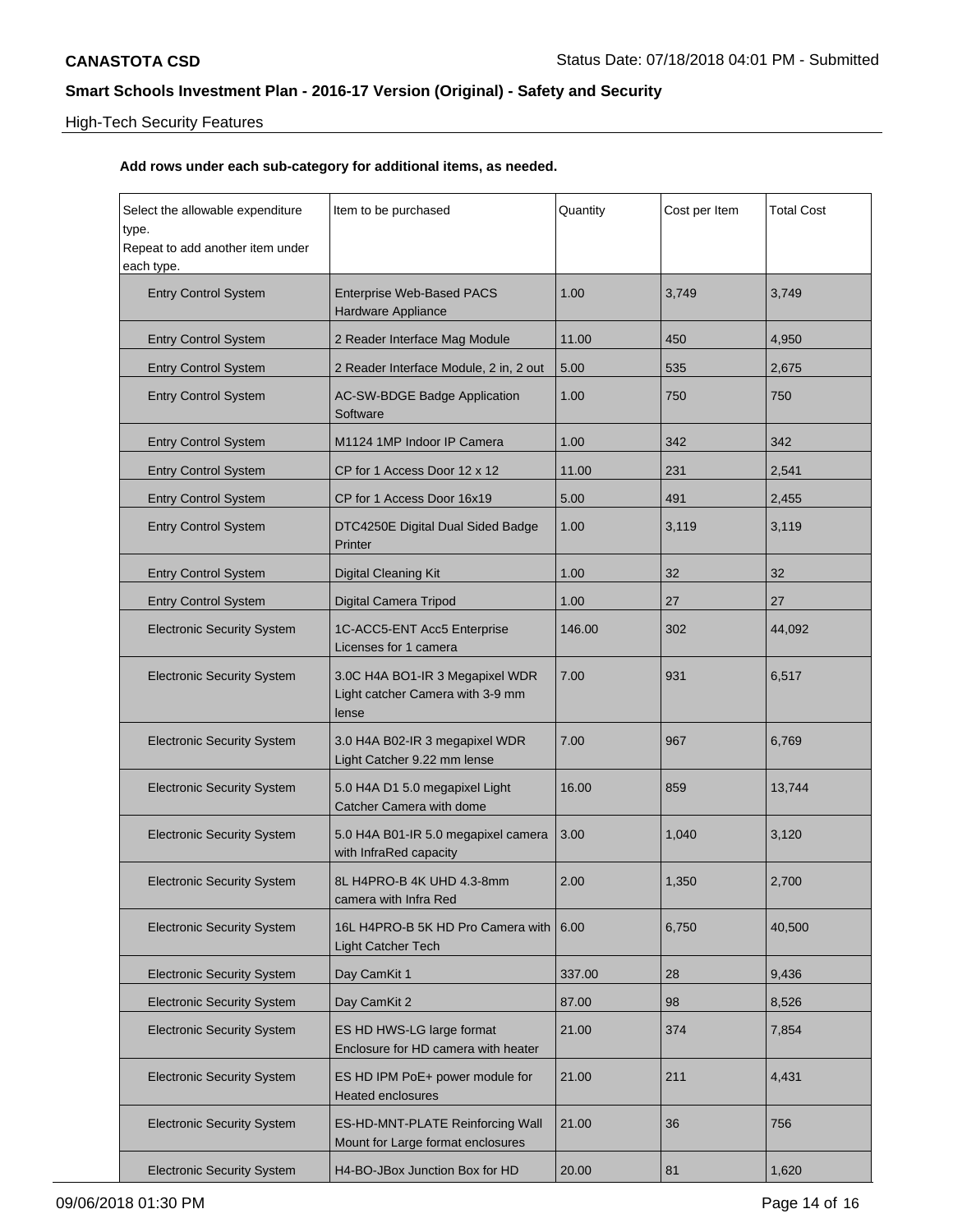## High-Tech Security Features

**Add rows under each sub-category for additional items, as needed.**

| Select the allowable expenditure type. Repeat to add another item under each type. | Item to be purchased | Quantity | Cost per Item | Total Cost |
|---|---|---|---|---|
| Entry Control System | Enterprise Web-Based PACS Hardware Appliance | 1.00 | 3,749 | 3,749 |
| Entry Control System | 2 Reader Interface Mag Module | 11.00 | 450 | 4,950 |
| Entry Control System | 2 Reader Interface Module, 2 in, 2 out | 5.00 | 535 | 2,675 |
| Entry Control System | AC-SW-BDGE Badge Application Software | 1.00 | 750 | 750 |
| Entry Control System | M1124 1MP Indoor IP Camera | 1.00 | 342 | 342 |
| Entry Control System | CP for 1 Access Door 12 x 12 | 11.00 | 231 | 2,541 |
| Entry Control System | CP for 1 Access Door 16x19 | 5.00 | 491 | 2,455 |
| Entry Control System | DTC4250E Digital Dual Sided Badge Printer | 1.00 | 3,119 | 3,119 |
| Entry Control System | Digital Cleaning Kit | 1.00 | 32 | 32 |
| Entry Control System | Digital Camera Tripod | 1.00 | 27 | 27 |
| Electronic Security System | 1C-ACC5-ENT Acc5 Enterprise Licenses for 1 camera | 146.00 | 302 | 44,092 |
| Electronic Security System | 3.0C H4A BO1-IR 3 Megapixel WDR Light catcher Camera with 3-9 mm lense | 7.00 | 931 | 6,517 |
| Electronic Security System | 3.0 H4A B02-IR 3 megapixel WDR Light Catcher 9.22 mm lense | 7.00 | 967 | 6,769 |
| Electronic Security System | 5.0 H4A D1 5.0 megapixel Light Catcher Camera with dome | 16.00 | 859 | 13,744 |
| Electronic Security System | 5.0 H4A B01-IR 5.0 megapixel camera with InfraRed capacity | 3.00 | 1,040 | 3,120 |
| Electronic Security System | 8L H4PRO-B 4K UHD 4.3-8mm camera with Infra Red | 2.00 | 1,350 | 2,700 |
| Electronic Security System | 16L H4PRO-B 5K HD Pro Camera with Light Catcher Tech | 6.00 | 6,750 | 40,500 |
| Electronic Security System | Day CamKit 1 | 337.00 | 28 | 9,436 |
| Electronic Security System | Day CamKit 2 | 87.00 | 98 | 8,526 |
| Electronic Security System | ES HD HWS-LG large format Enclosure for HD camera with heater | 21.00 | 374 | 7,854 |
| Electronic Security System | ES HD IPM PoE+ power module for Heated enclosures | 21.00 | 211 | 4,431 |
| Electronic Security System | ES-HD-MNT-PLATE Reinforcing Wall Mount for Large format enclosures | 21.00 | 36 | 756 |
| Electronic Security System | H4-BO-JBox Junction Box for HD | 20.00 | 81 | 1,620 |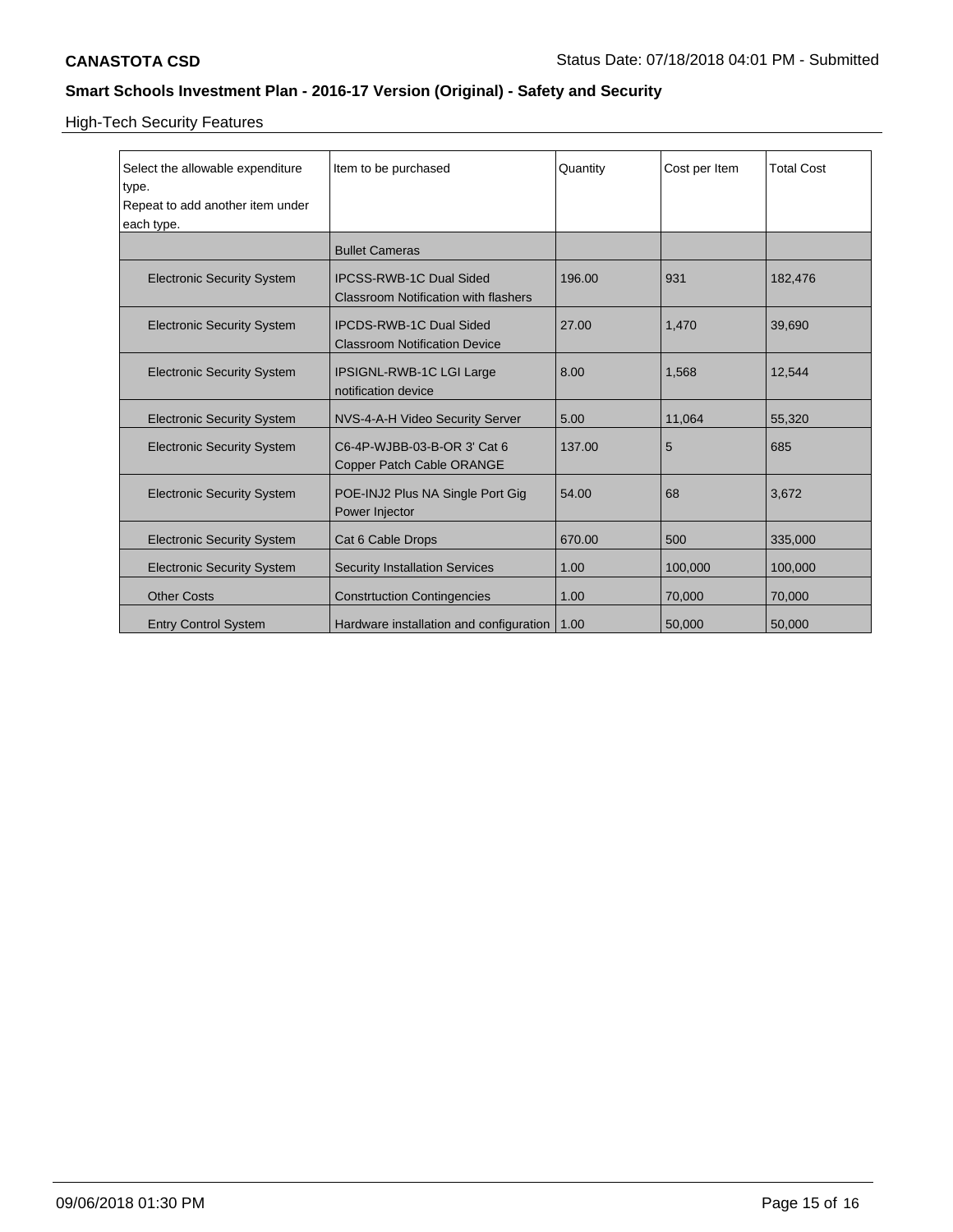**CANASTOTA CSD** Status Date: 07/18/2018 04:01 PM - Submitted

## Smart Schools Investment Plan - 2016-17 Version (Original) - Safety and Security

High-Tech Security Features

| Select the allowable expenditure type. Repeat to add another item under each type. | Item to be purchased | Quantity | Cost per Item | Total Cost |
|---|---|---|---|---|
| | Bullet Cameras | | | |
| Electronic Security System | IPCSS-RWB-1C Dual Sided Classroom Notification with flashers | 196.00 | 931 | 182,476 |
| Electronic Security System | IPCDS-RWB-1C Dual Sided Classroom Notification Device | 27.00 | 1,470 | 39,690 |
| Electronic Security System | IPSIGNL-RWB-1C LGI Large notification device | 8.00 | 1,568 | 12,544 |
| Electronic Security System | NVS-4-A-H Video Security Server | 5.00 | 11,064 | 55,320 |
| Electronic Security System | C6-4P-WJBB-03-B-OR 3' Cat 6 Copper Patch Cable ORANGE | 137.00 | 5 | 685 |
| Electronic Security System | POE-INJ2 Plus NA Single Port Gig Power Injector | 54.00 | 68 | 3,672 |
| Electronic Security System | Cat 6 Cable Drops | 670.00 | 500 | 335,000 |
| Electronic Security System | Security Installation Services | 1.00 | 100,000 | 100,000 |
| Other Costs | Constrtuction Contingencies | 1.00 | 70,000 | 70,000 |
| Entry Control System | Hardware installation and configuration | 1.00 | 50,000 | 50,000 |

09/06/2018 01:30 PM